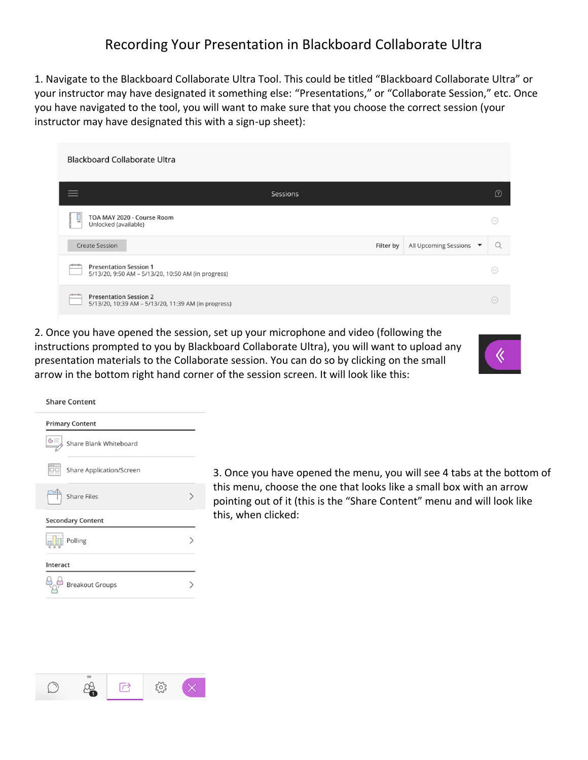# Recording Your Presentation in Blackboard Collaborate Ultra

1. Navigate to the Blackboard Collaborate Ultra Tool. This could be titled "Blackboard Collaborate Ultra" or your instructor may have designated it something else: "Presentations," or "Collaborate Session," etc. Once you have navigated to the tool, you will want to make sure that you choose the correct session (your instructor may have designated this with a sign-up sheet):

Blackboard Collaborate Ultra

Sessions

TOA MAY 2020 - Course Room
Unlocked (available)

Create Session

Filter by All Upcoming Sessions

Presentation Session 1
5/13/20, 9:50 AM – 5/13/20, 10:50 AM (in progress)

Presentation Session 2
5/13/20, 10:39 AM – 5/13/20, 11:39 AM (in progress)

2. Once you have opened the session, set up your microphone and video (following the instructions prompted to you by Blackboard Collaborate Ultra), you will want to upload any presentation materials to the Collaborate session. You can do so by clicking on the small arrow in the bottom right hand corner of the session screen. It will look like this:

Share Content

Primary Content

Share Blank Whiteboard

Share Application/Screen

Share Files

Secondary Content

Polling

Interact

Breakout Groups

3. Once you have opened the menu, you will see 4 tabs at the bottom of this menu, choose the one that looks like a small box with an arrow pointing out of it (this is the "Share Content" menu and will look like this, when clicked: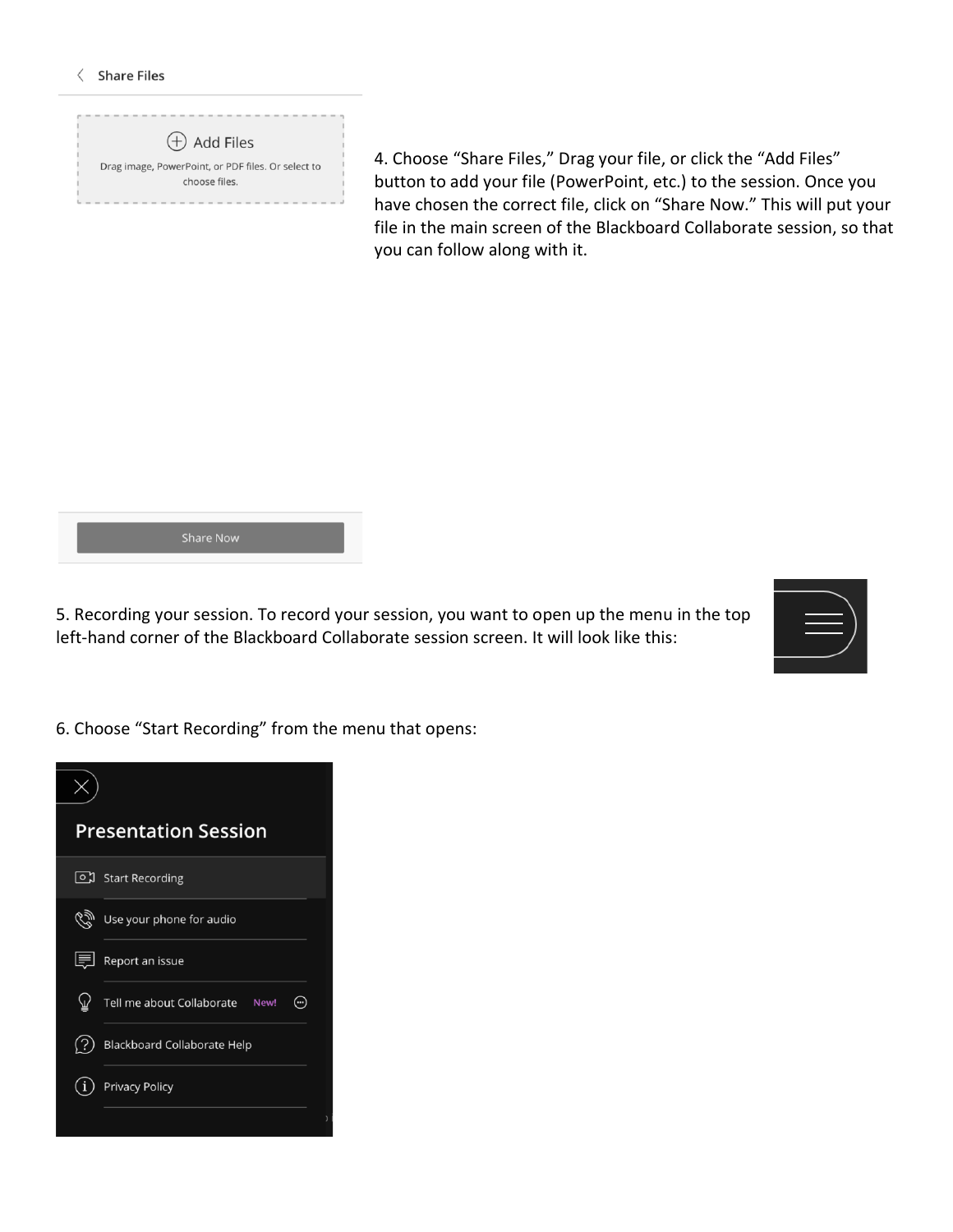4. Choose “Share Files,” Drag your file, or click the “Add Files” button to add your file (PowerPoint, etc.) to the session. Once you have chosen the correct file, click on “Share Now.” This will put your file in the main screen of the Blackboard Collaborate session, so that you can follow along with it.

5. Recording your session. To record your session, you want to open up the menu in the top left-hand corner of the Blackboard Collaborate session screen. It will look like this:

6. Choose “Start Recording” from the menu that opens: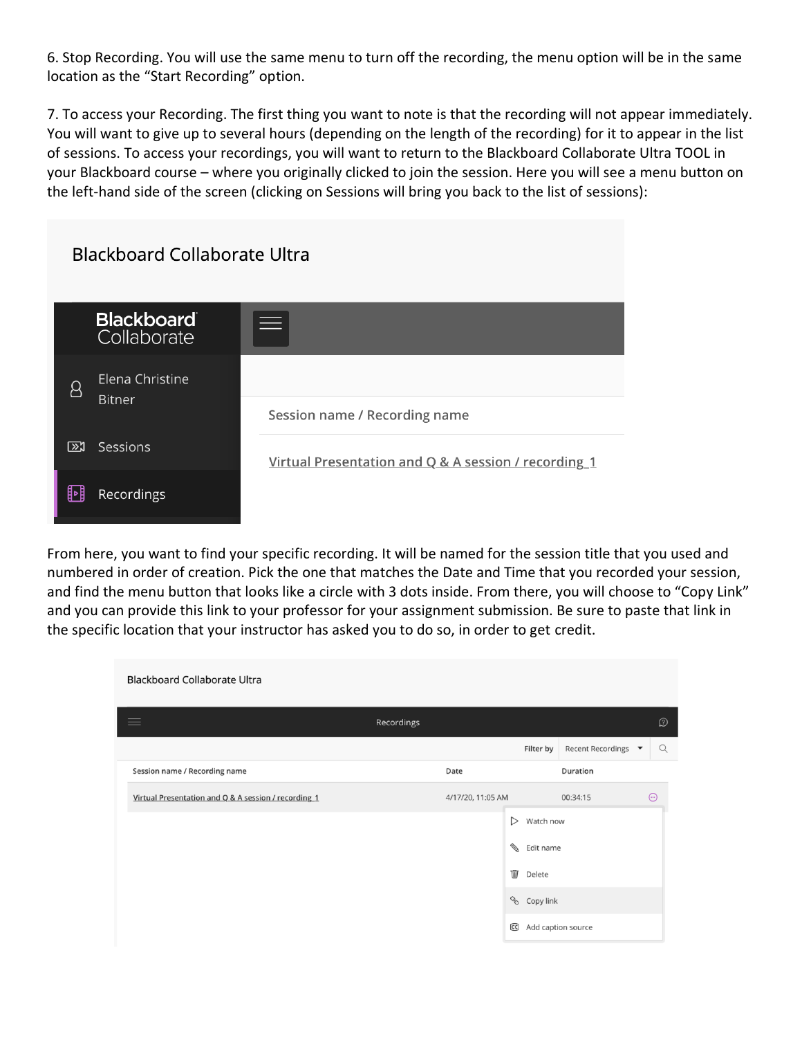6. Stop Recording. You will use the same menu to turn off the recording, the menu option will be in the same location as the "Start Recording" option.

7. To access your Recording. The first thing you want to note is that the recording will not appear immediately. You will want to give up to several hours (depending on the length of the recording) for it to appear in the list of sessions. To access your recordings, you will want to return to the Blackboard Collaborate Ultra TOOL in your Blackboard course – where you originally clicked to join the session. Here you will see a menu button on the left-hand side of the screen (clicking on Sessions will bring you back to the list of sessions):

From here, you want to find your specific recording. It will be named for the session title that you used and numbered in order of creation. Pick the one that matches the Date and Time that you recorded your session, and find the menu button that looks like a circle with 3 dots inside. From there, you will choose to "Copy Link" and you can provide this link to your professor for your assignment submission. Be sure to paste that link in the specific location that your instructor has asked you to do so, in order to get credit.